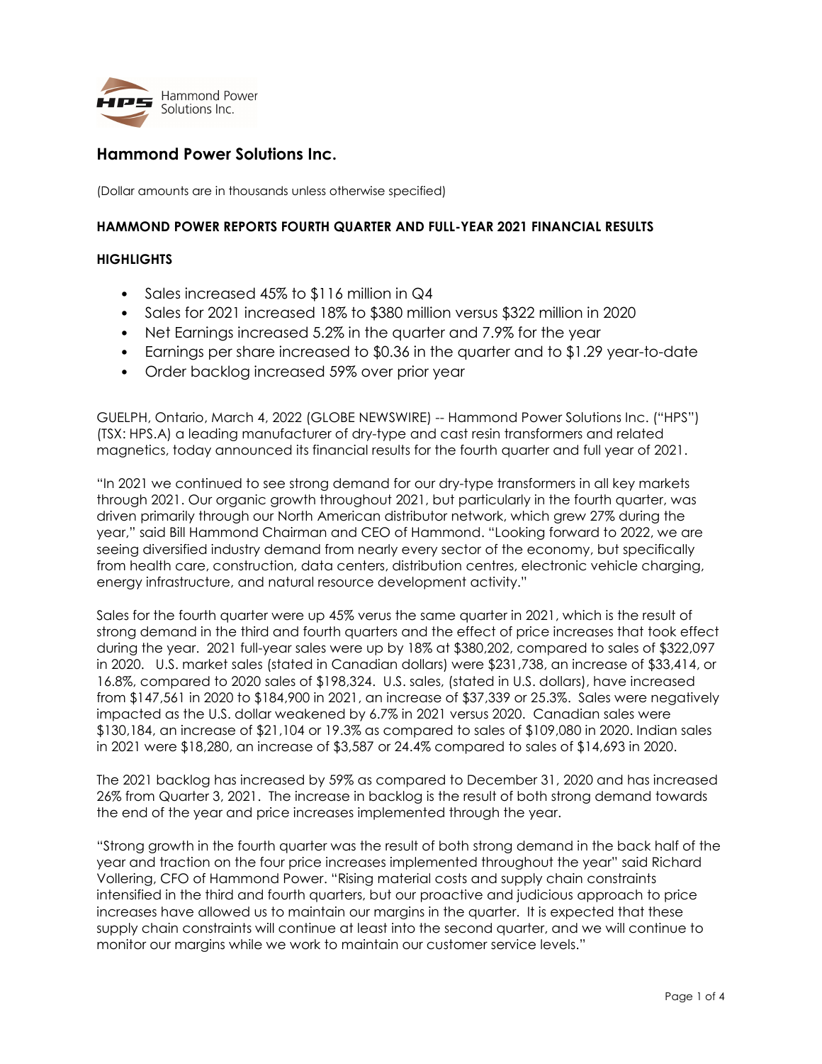# Hammond Power Solutions Inc.

(Dollar amounts are in thousands unless otherwise specified)

**HAMMOND POWER REPORTS FOURTH QUARTER AND FULL-YEAR 2021 FINANCIAL RESULTS**

**HIGHLIGHTS**

- Sales increased 45% to $116 million in Q4
- Sales for 2021 increased 18% to $380 million versus $322 million in 2020
- Net Earnings increased 5.2% in the quarter and 7.9% for the year
- Earnings per share increased to $0.36 in the quarter and to $1.29 year-to-date
- Order backlog increased 59% over prior year

GUELPH, Ontario, March 4, 2022 (GLOBE NEWSWIRE) -- Hammond Power Solutions Inc. ("HPS") (TSX: HPS.A) a leading manufacturer of dry-type and cast resin transformers and related magnetics, today announced its financial results for the fourth quarter and full year of 2021.

"In 2021 we continued to see strong demand for our dry-type transformers in all key markets through 2021. Our organic growth throughout 2021, but particularly in the fourth quarter, was driven primarily through our North American distributor network, which grew 27% during the year," said Bill Hammond Chairman and CEO of Hammond. "Looking forward to 2022, we are seeing diversified industry demand from nearly every sector of the economy, but specifically from health care, construction, data centers, distribution centres, electronic vehicle charging, energy infrastructure, and natural resource development activity."

Sales for the fourth quarter were up 45% verus the same quarter in 2021, which is the result of strong demand in the third and fourth quarters and the effect of price increases that took effect during the year. 2021 full-year sales were up by 18% at $380,202, compared to sales of $322,097 in 2020. U.S. market sales (stated in Canadian dollars) were $231,738, an increase of $33,414, or 16.8%, compared to 2020 sales of $198,324. U.S. sales, (stated in U.S. dollars), have increased from $147,561 in 2020 to $184,900 in 2021, an increase of $37,339 or 25.3%. Sales were negatively impacted as the U.S. dollar weakened by 6.7% in 2021 versus 2020. Canadian sales were $130,184, an increase of $21,104 or 19.3% as compared to sales of $109,080 in 2020. Indian sales in 2021 were $18,280, an increase of $3,587 or 24.4% compared to sales of $14,693 in 2020.

The 2021 backlog has increased by 59% as compared to December 31, 2020 and has increased 26% from Quarter 3, 2021. The increase in backlog is the result of both strong demand towards the end of the year and price increases implemented through the year.

"Strong growth in the fourth quarter was the result of both strong demand in the back half of the year and traction on the four price increases implemented throughout the year" said Richard Vollering, CFO of Hammond Power. "Rising material costs and supply chain constraints intensified in the third and fourth quarters, but our proactive and judicious approach to price increases have allowed us to maintain our margins in the quarter. It is expected that these supply chain constraints will continue at least into the second quarter, and we will continue to monitor our margins while we work to maintain our customer service levels."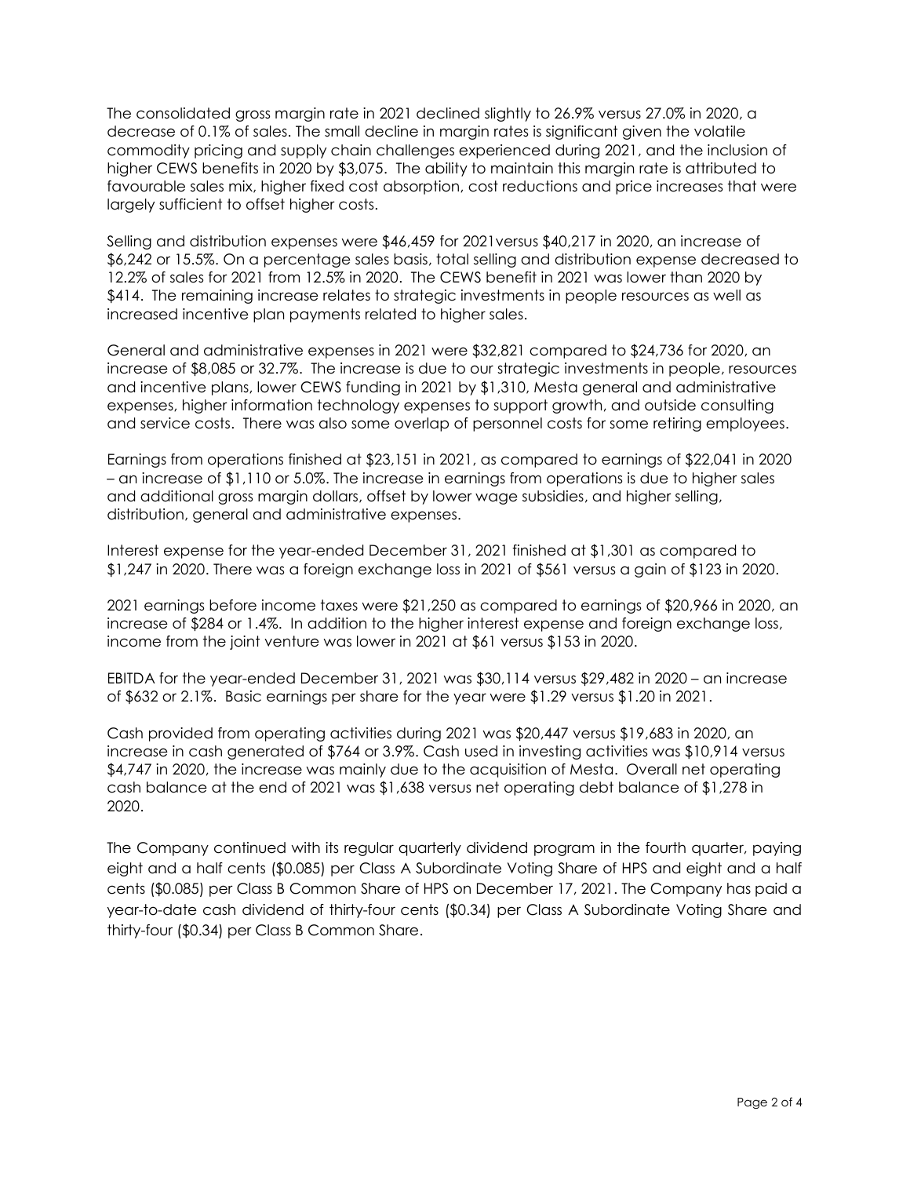The consolidated gross margin rate in 2021 declined slightly to 26.9% versus 27.0% in 2020, a decrease of 0.1% of sales. The small decline in margin rates is significant given the volatile commodity pricing and supply chain challenges experienced during 2021, and the inclusion of higher CEWS benefits in 2020 by $3,075. The ability to maintain this margin rate is attributed to favourable sales mix, higher fixed cost absorption, cost reductions and price increases that were largely sufficient to offset higher costs.

Selling and distribution expenses were $46,459 for 2021versus $40,217 in 2020, an increase of $6,242 or 15.5%. On a percentage sales basis, total selling and distribution expense decreased to 12.2% of sales for 2021 from 12.5% in 2020. The CEWS benefit in 2021 was lower than 2020 by $414. The remaining increase relates to strategic investments in people resources as well as increased incentive plan payments related to higher sales.

General and administrative expenses in 2021 were $32,821 compared to $24,736 for 2020, an increase of $8,085 or 32.7%. The increase is due to our strategic investments in people, resources and incentive plans, lower CEWS funding in 2021 by $1,310, Mesta general and administrative expenses, higher information technology expenses to support growth, and outside consulting and service costs. There was also some overlap of personnel costs for some retiring employees.

Earnings from operations finished at $23,151 in 2021, as compared to earnings of $22,041 in 2020 – an increase of $1,110 or 5.0%. The increase in earnings from operations is due to higher sales and additional gross margin dollars, offset by lower wage subsidies, and higher selling, distribution, general and administrative expenses.

Interest expense for the year-ended December 31, 2021 finished at $1,301 as compared to $1,247 in 2020. There was a foreign exchange loss in 2021 of $561 versus a gain of $123 in 2020.

2021 earnings before income taxes were $21,250 as compared to earnings of $20,966 in 2020, an increase of $284 or 1.4%. In addition to the higher interest expense and foreign exchange loss, income from the joint venture was lower in 2021 at $61 versus $153 in 2020.

EBITDA for the year-ended December 31, 2021 was $30,114 versus $29,482 in 2020 – an increase of $632 or 2.1%. Basic earnings per share for the year were $1.29 versus $1.20 in 2021.

Cash provided from operating activities during 2021 was $20,447 versus $19,683 in 2020, an increase in cash generated of $764 or 3.9%. Cash used in investing activities was $10,914 versus $4,747 in 2020, the increase was mainly due to the acquisition of Mesta. Overall net operating cash balance at the end of 2021 was $1,638 versus net operating debt balance of $1,278 in 2020.

The Company continued with its regular quarterly dividend program in the fourth quarter, paying eight and a half cents ($0.085) per Class A Subordinate Voting Share of HPS and eight and a half cents ($0.085) per Class B Common Share of HPS on December 17, 2021. The Company has paid a year-to-date cash dividend of thirty-four cents ($0.34) per Class A Subordinate Voting Share and thirty-four ($0.34) per Class B Common Share.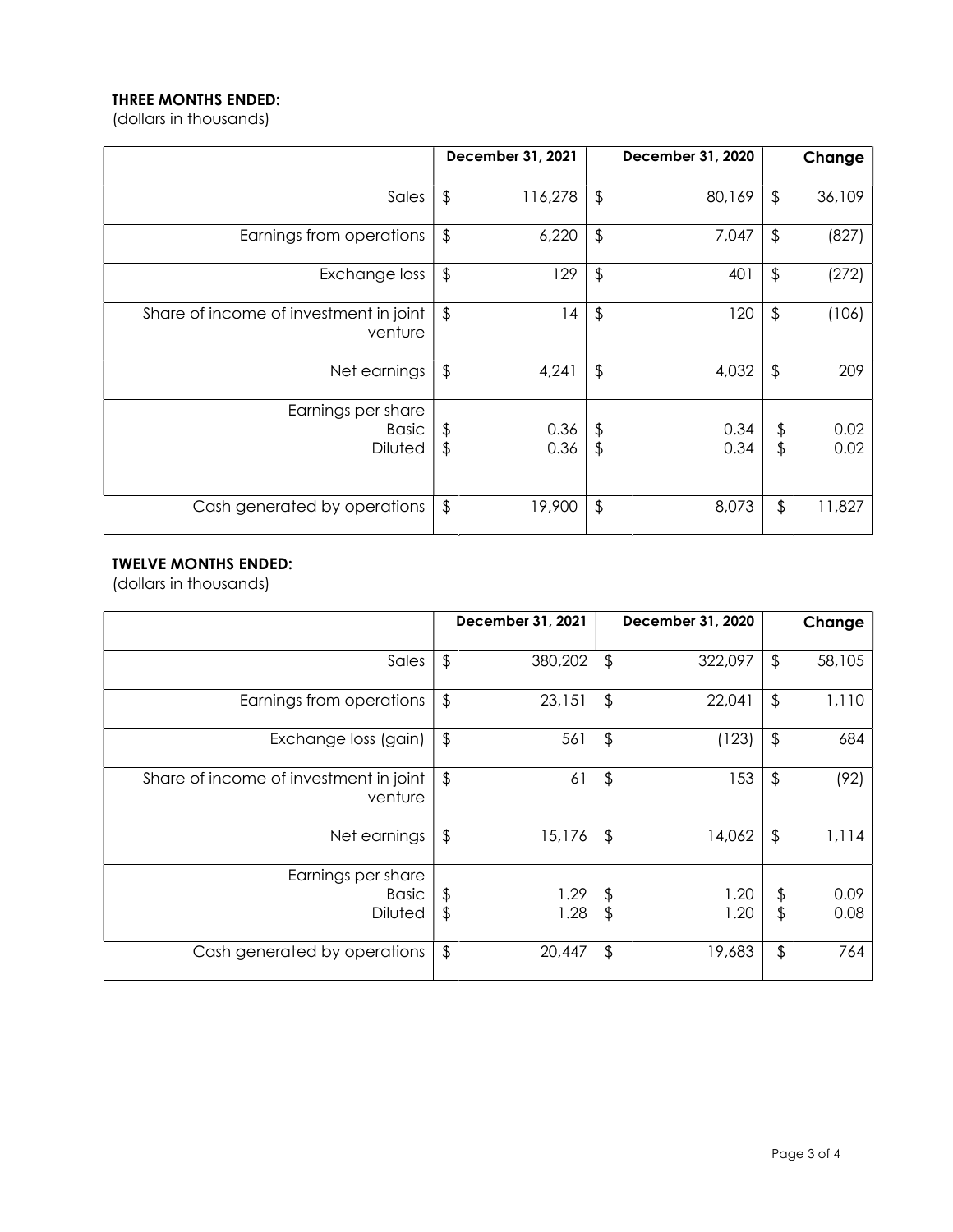**THREE MONTHS ENDED:**
(dollars in thousands)

| | December 31, 2021 | December 31, 2020 | Change |
|---|---|---|---|
| Sales | $ 116,278 | $ 80,169 | $ 36,109 |
| Earnings from operations | $ 6,220 | $ 7,047 | $ (827) |
| Exchange loss | $ 129 | $ 401 | $ (272) |
| Share of income of investment in joint venture | $ 14 | $ 120 | $ (106) |
| Net earnings | $ 4,241 | $ 4,032 | $ 209 |
| Earnings per share | | | |
| Basic | $ 0.36 | $ 0.34 | $ 0.02 |
| Diluted | $ 0.36 | $ 0.34 | $ 0.02 |
| Cash generated by operations | $ 19,900 | $ 8,073 | $ 11,827 |

**TWELVE MONTHS ENDED:**
(dollars in thousands)

| | December 31, 2021 | December 31, 2020 | Change |
|---|---|---|---|
| Sales | $ 380,202 | $ 322,097 | $ 58,105 |
| Earnings from operations | $ 23,151 | $ 22,041 | $ 1,110 |
| Exchange loss (gain) | $ 561 | $ (123) | $ 684 |
| Share of income of investment in joint venture | $ 61 | $ 153 | $ (92) |
| Net earnings | $ 15,176 | $ 14,062 | $ 1,114 |
| Earnings per share | | | |
| Basic | $ 1.29 | $ 1.20 | $ 0.09 |
| Diluted | $ 1.28 | $ 1.20 | $ 0.08 |
| Cash generated by operations | $ 20,447 | $ 19,683 | $ 764 |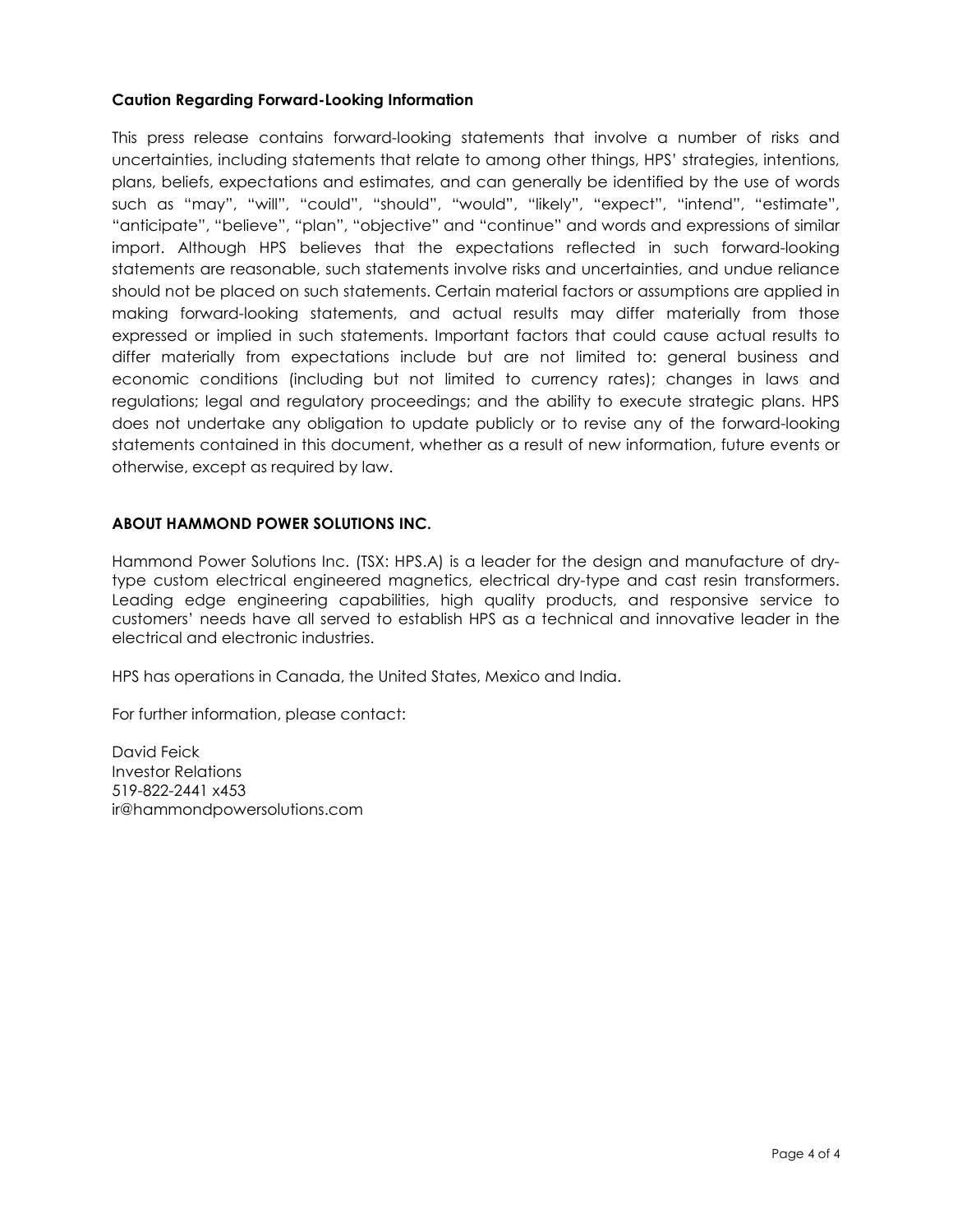**Caution Regarding Forward-Looking Information**

This press release contains forward-looking statements that involve a number of risks and uncertainties, including statements that relate to among other things, HPS' strategies, intentions, plans, beliefs, expectations and estimates, and can generally be identified by the use of words such as "may", "will", "could", "should", "would", "likely", "expect", "intend", "estimate", "anticipate", "believe", "plan", "objective" and "continue" and words and expressions of similar import. Although HPS believes that the expectations reflected in such forward-looking statements are reasonable, such statements involve risks and uncertainties, and undue reliance should not be placed on such statements. Certain material factors or assumptions are applied in making forward-looking statements, and actual results may differ materially from those expressed or implied in such statements. Important factors that could cause actual results to differ materially from expectations include but are not limited to: general business and economic conditions (including but not limited to currency rates); changes in laws and regulations; legal and regulatory proceedings; and the ability to execute strategic plans. HPS does not undertake any obligation to update publicly or to revise any of the forward-looking statements contained in this document, whether as a result of new information, future events or otherwise, except as required by law.

**ABOUT HAMMOND POWER SOLUTIONS INC.**

Hammond Power Solutions Inc. (TSX: HPS.A) is a leader for the design and manufacture of dry-type custom electrical engineered magnetics, electrical dry-type and cast resin transformers. Leading edge engineering capabilities, high quality products, and responsive service to customers' needs have all served to establish HPS as a technical and innovative leader in the electrical and electronic industries.

HPS has operations in Canada, the United States, Mexico and India.

For further information, please contact:

David Feick
Investor Relations
519-822-2441 x453
ir@hammondpowersolutions.com